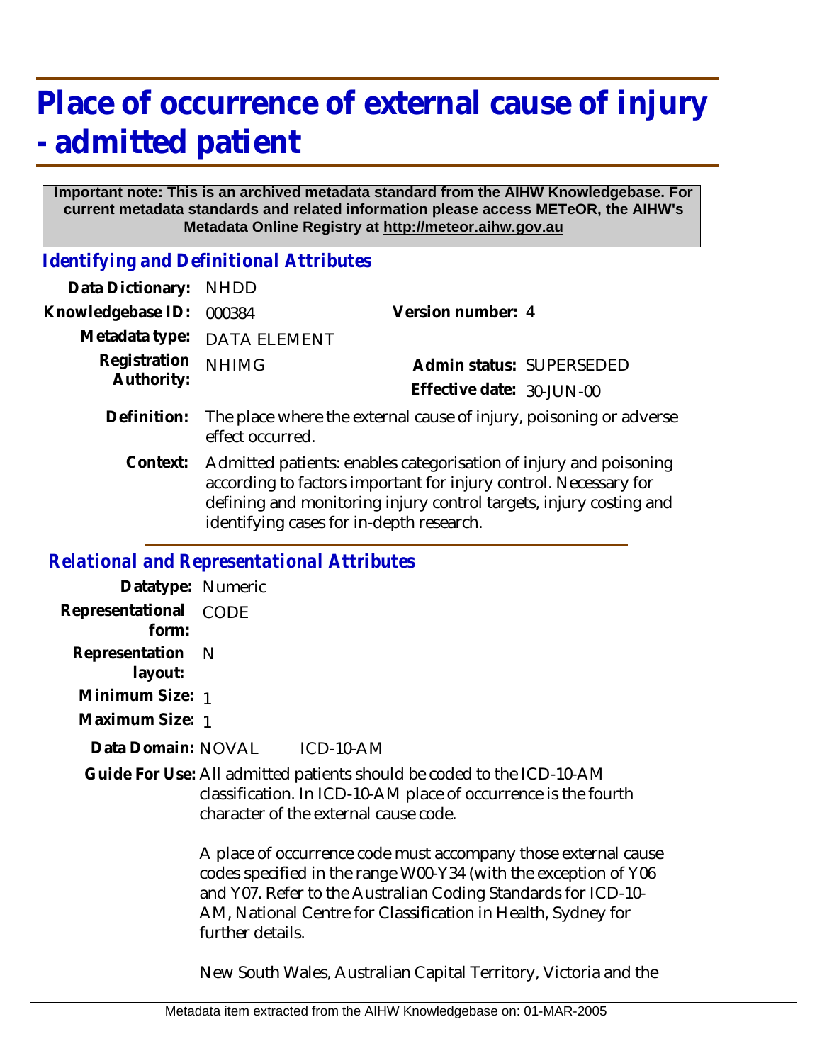# Place of occurrence of external cause of injury - admitted patient

**Important note: This is an archived metadata standard from the AIHW Knowledgebase. For current metadata standards and related information please access METeOR, the AIHW's Metadata Online Registry at http://meteor.aihw.gov.au**

## *Identifying and Definitional Attributes*

**Data Dictionary:** NHDD

**Knowledgebase ID:** 000384

**Version number:** 4

**Metadata type:** DATA ELEMENT

**Registration Authority:** NHIMG

**Admin status:** SUPERSEDED

**Effective date:** 30-JUN-00

**Definition:** The place where the external cause of injury, poisoning or adverse effect occurred.

**Context:** Admitted patients: enables categorisation of injury and poisoning according to factors important for injury control. Necessary for defining and monitoring injury control targets, injury costing and identifying cases for in-depth research.

## *Relational and Representational Attributes*

**Datatype:** Numeric

**Representational form:** CODE

**Representation layout:** N

**Minimum Size:** 1

**Maximum Size:** 1

**Data Domain:** NOVAL ICD-10-AM

**Guide For Use:** All admitted patients should be coded to the ICD-10-AM classification. In ICD-10-AM place of occurrence is the fourth character of the external cause code.

A place of occurrence code must accompany those external cause codes specified in the range W00-Y34 (with the exception of Y06 and Y07. Refer to the Australian Coding Standards for ICD-10-AM, National Centre for Classification in Health, Sydney for further details.

New South Wales, Australian Capital Territory, Victoria and the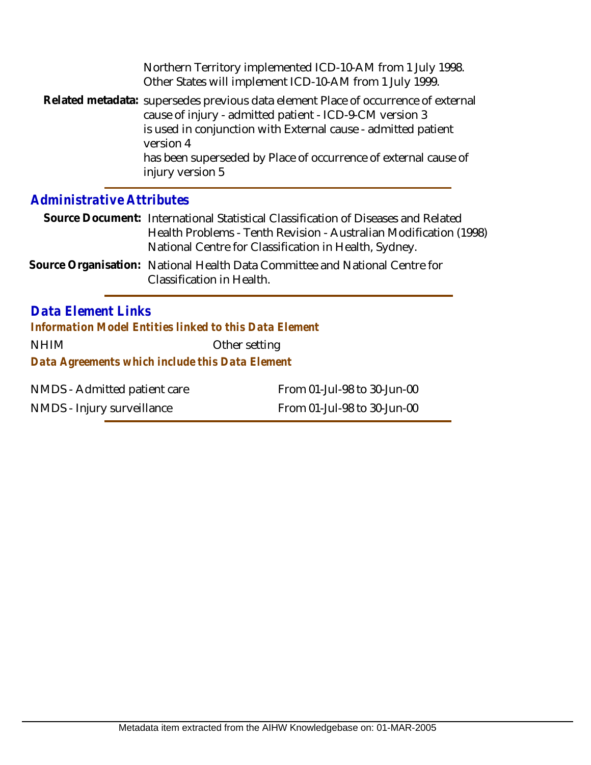Northern Territory implemented ICD-10-AM from 1 July 1998.
Other States will implement ICD-10-AM from 1 July 1999.

**Related metadata:** supersedes previous data element Place of occurrence of external cause of injury - admitted patient - ICD-9-CM version 3
is used in conjunction with External cause - admitted patient version 4
has been superseded by Place of occurrence of external cause of injury version 5

## Administrative Attributes

**Source Document:** International Statistical Classification of Diseases and Related Health Problems - Tenth Revision - Australian Modification (1998) National Centre for Classification in Health, Sydney.

**Source Organisation:** National Health Data Committee and National Centre for Classification in Health.

## Data Element Links

### Information Model Entities linked to this Data Element

| | |
|---|---|
| NHIM | Other setting |

### Data Agreements which include this Data Element

| | |
|---|---|
| NMDS - Admitted patient care | From 01-Jul-98 to 30-Jun-00 |
| NMDS - Injury surveillance | From 01-Jul-98 to 30-Jun-00 |

Metadata item extracted from the AIHW Knowledgebase on: 01-MAR-2005